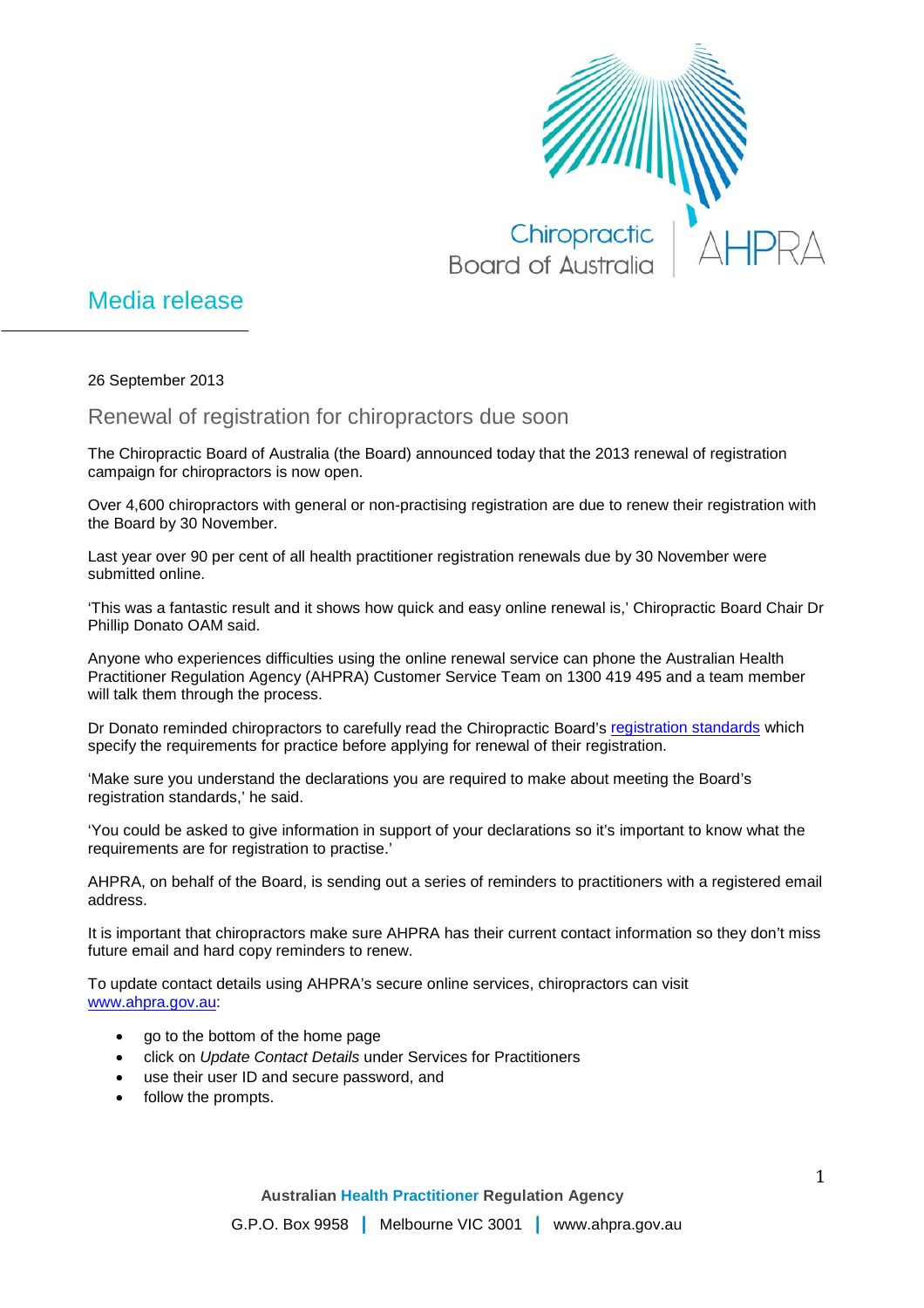Chiropractic Board of Australia | AHPRA

# Media release

26 September 2013

## Renewal of registration for chiropractors due soon

The Chiropractic Board of Australia (the Board) announced today that the 2013 renewal of registration campaign for chiropractors is now open.

Over 4,600 chiropractors with general or non-practising registration are due to renew their registration with the Board by 30 November.

Last year over 90 per cent of all health practitioner registration renewals due by 30 November were submitted online.

'This was a fantastic result and it shows how quick and easy online renewal is,' Chiropractic Board Chair Dr Phillip Donato OAM said.

Anyone who experiences difficulties using the online renewal service can phone the Australian Health Practitioner Regulation Agency (AHPRA) Customer Service Team on 1300 419 495 and a team member will talk them through the process.

Dr Donato reminded chiropractors to carefully read the Chiropractic Board's registration standards which specify the requirements for practice before applying for renewal of their registration.

'Make sure you understand the declarations you are required to make about meeting the Board's registration standards,' he said.

'You could be asked to give information in support of your declarations so it's important to know what the requirements are for registration to practise.'

AHPRA, on behalf of the Board, is sending out a series of reminders to practitioners with a registered email address.

It is important that chiropractors make sure AHPRA has their current contact information so they don't miss future email and hard copy reminders to renew.

To update contact details using AHPRA's secure online services, chiropractors can visit www.ahpra.gov.au:

- go to the bottom of the home page
- click on *Update Contact Details* under Services for Practitioners
- use their user ID and secure password, and
- follow the prompts.

**Australian Health Practitioner Regulation Agency**

G.P.O. Box 9958 | Melbourne VIC 3001 | www.ahpra.gov.au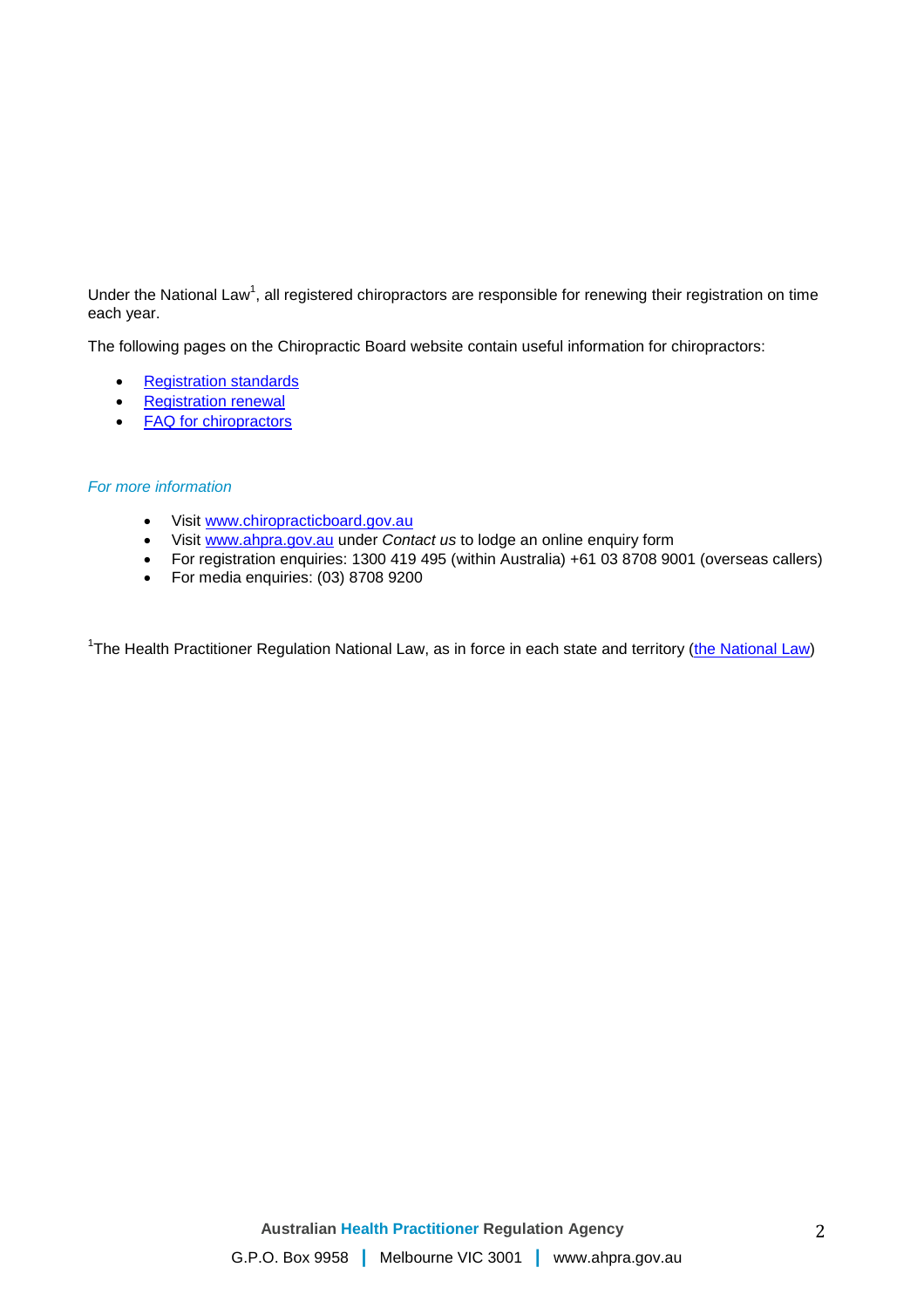Under the National Law[1], all registered chiropractors are responsible for renewing their registration on time each year.

The following pages on the Chiropractic Board website contain useful information for chiropractors:

- Registration standards
- Registration renewal
- FAQ for chiropractors

*For more information*

- Visit www.chiropracticboard.gov.au
- Visit www.ahpra.gov.au under *Contact us* to lodge an online enquiry form
- For registration enquiries: 1300 419 495 (within Australia) +61 03 8708 9001 (overseas callers)
- For media enquiries: (03) 8708 9200

[1]The Health Practitioner Regulation National Law, as in force in each state and territory (the National Law)